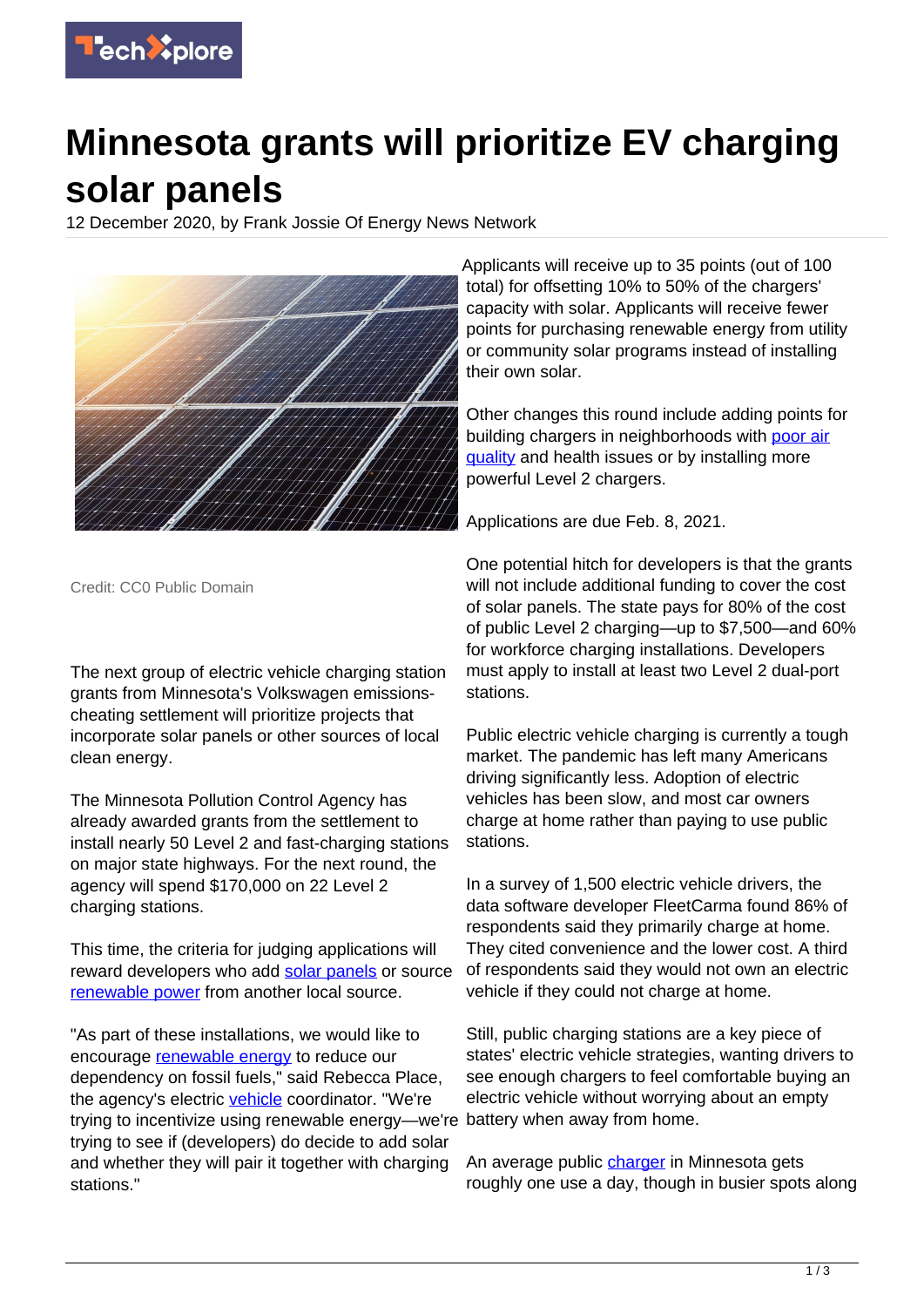# Minnesota grants will prioritize EV charging solar panels

12 December 2020, by Frank Jossie Of Energy News Network

Credit: CC0 Public Domain

The next group of electric vehicle charging station grants from Minnesota's Volkswagen emissions-cheating settlement will prioritize projects that incorporate solar panels or other sources of local clean energy.

The Minnesota Pollution Control Agency has already awarded grants from the settlement to install nearly 50 Level 2 and fast-charging stations on major state highways. For the next round, the agency will spend $170,000 on 22 Level 2 charging stations.

This time, the criteria for judging applications will reward developers who add solar panels or source renewable power from another local source.

"As part of these installations, we would like to encourage renewable energy to reduce our dependency on fossil fuels," said Rebecca Place, the agency's electric vehicle coordinator. "We're trying to incentivize using renewable energy—we're trying to see if (developers) do decide to add solar and whether they will pair it together with charging stations."

Applicants will receive up to 35 points (out of 100 total) for offsetting 10% to 50% of the chargers' capacity with solar. Applicants will receive fewer points for purchasing renewable energy from utility or community solar programs instead of installing their own solar.

Other changes this round include adding points for building chargers in neighborhoods with poor air quality and health issues or by installing more powerful Level 2 chargers.

Applications are due Feb. 8, 2021.

One potential hitch for developers is that the grants will not include additional funding to cover the cost of solar panels. The state pays for 80% of the cost of public Level 2 charging—up to $7,500—and 60% for workforce charging installations. Developers must apply to install at least two Level 2 dual-port stations.

Public electric vehicle charging is currently a tough market. The pandemic has left many Americans driving significantly less. Adoption of electric vehicles has been slow, and most car owners charge at home rather than paying to use public stations.

In a survey of 1,500 electric vehicle drivers, the data software developer FleetCarma found 86% of respondents said they primarily charge at home. They cited convenience and the lower cost. A third of respondents said they would not own an electric vehicle if they could not charge at home.

Still, public charging stations are a key piece of states' electric vehicle strategies, wanting drivers to see enough chargers to feel comfortable buying an electric vehicle without worrying about an empty battery when away from home.

An average public charger in Minnesota gets roughly one use a day, though in busier spots along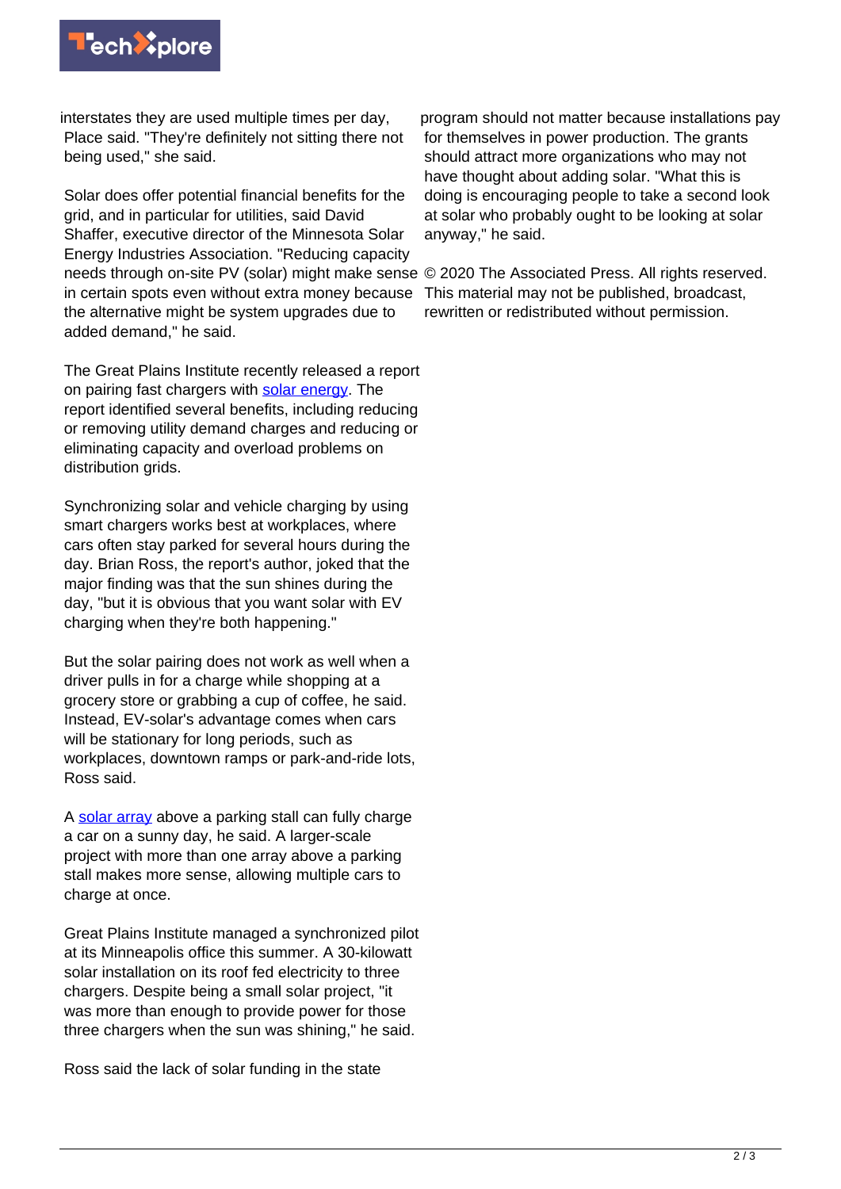interstates they are used multiple times per day, Place said. "They're definitely not sitting there not being used," she said.

Solar does offer potential financial benefits for the grid, and in particular for utilities, said David Shaffer, executive director of the Minnesota Solar Energy Industries Association. "Reducing capacity needs through on-site PV (solar) might make sense in certain spots even without extra money because the alternative might be system upgrades due to added demand," he said.

The Great Plains Institute recently released a report on pairing fast chargers with solar energy. The report identified several benefits, including reducing or removing utility demand charges and reducing or eliminating capacity and overload problems on distribution grids.

Synchronizing solar and vehicle charging by using smart chargers works best at workplaces, where cars often stay parked for several hours during the day. Brian Ross, the report's author, joked that the major finding was that the sun shines during the day, "but it is obvious that you want solar with EV charging when they're both happening."

But the solar pairing does not work as well when a driver pulls in for a charge while shopping at a grocery store or grabbing a cup of coffee, he said. Instead, EV-solar's advantage comes when cars will be stationary for long periods, such as workplaces, downtown ramps or park-and-ride lots, Ross said.

A solar array above a parking stall can fully charge a car on a sunny day, he said. A larger-scale project with more than one array above a parking stall makes more sense, allowing multiple cars to charge at once.

Great Plains Institute managed a synchronized pilot at its Minneapolis office this summer. A 30-kilowatt solar installation on its roof fed electricity to three chargers. Despite being a small solar project, "it was more than enough to provide power for those three chargers when the sun was shining," he said.

Ross said the lack of solar funding in the state program should not matter because installations pay for themselves in power production. The grants should attract more organizations who may not have thought about adding solar. "What this is doing is encouraging people to take a second look at solar who probably ought to be looking at solar anyway," he said.

© 2020 The Associated Press. All rights reserved. This material may not be published, broadcast, rewritten or redistributed without permission.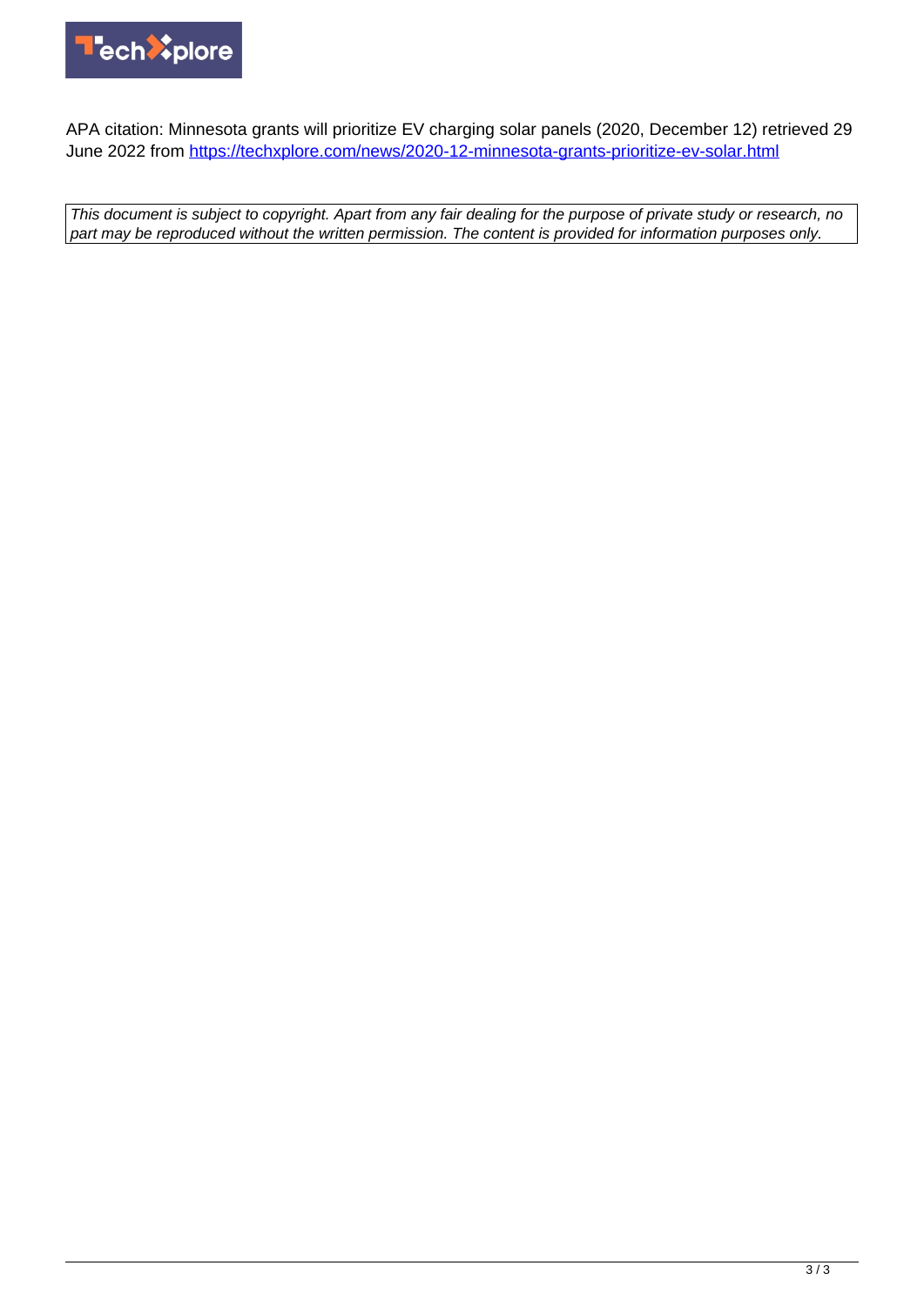APA citation: Minnesota grants will prioritize EV charging solar panels (2020, December 12) retrieved 29 June 2022 from https://techxplore.com/news/2020-12-minnesota-grants-prioritize-ev-solar.html

*This document is subject to copyright. Apart from any fair dealing for the purpose of private study or research, no part may be reproduced without the written permission. The content is provided for information purposes only.*